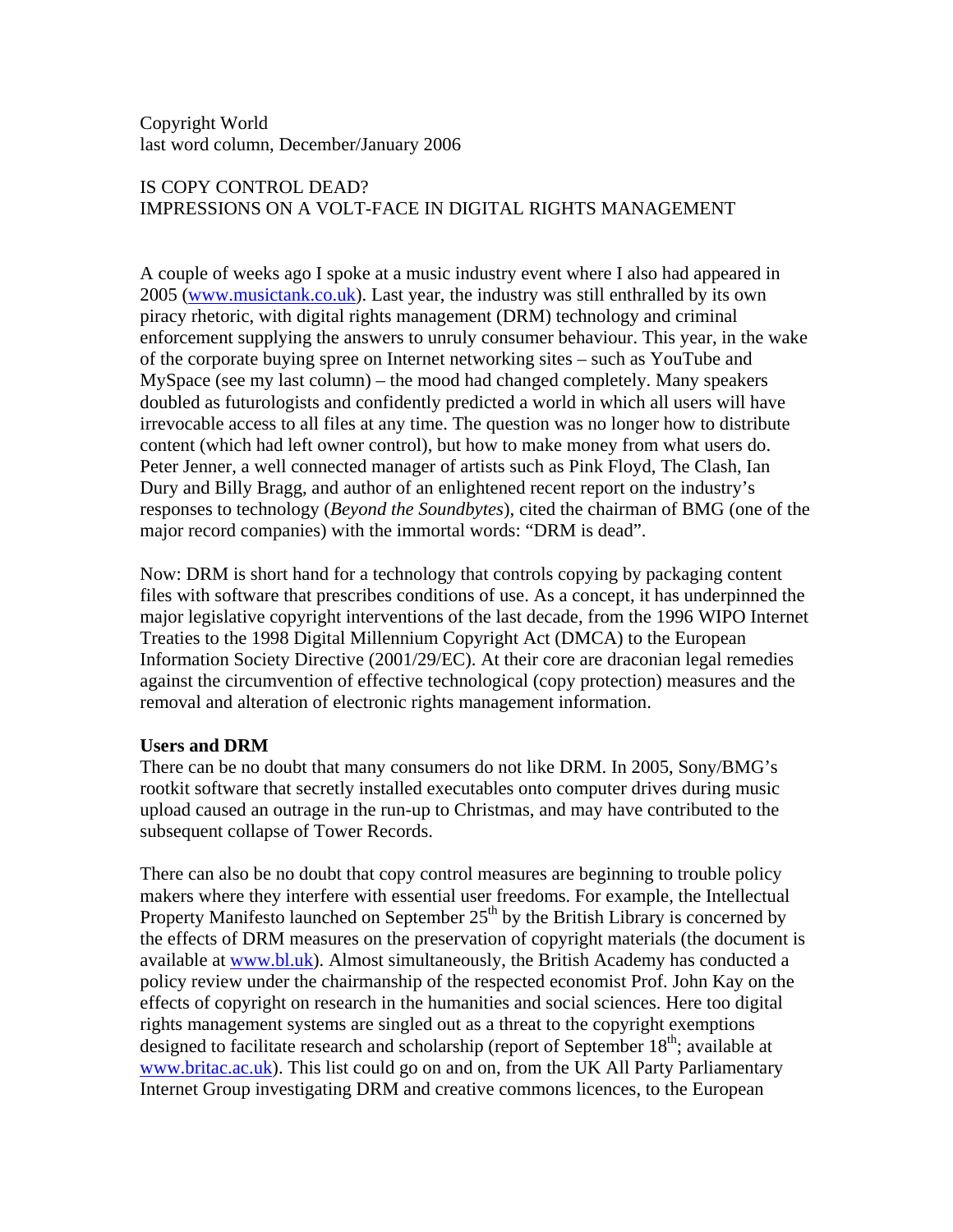Copyright World
last word column, December/January 2006

IS COPY CONTROL DEAD?
IMPRESSIONS ON A VOLT-FACE IN DIGITAL RIGHTS MANAGEMENT

A couple of weeks ago I spoke at a music industry event where I also had appeared in 2005 (www.musictank.co.uk). Last year, the industry was still enthralled by its own piracy rhetoric, with digital rights management (DRM) technology and criminal enforcement supplying the answers to unruly consumer behaviour. This year, in the wake of the corporate buying spree on Internet networking sites – such as YouTube and MySpace (see my last column) – the mood had changed completely. Many speakers doubled as futurologists and confidently predicted a world in which all users will have irrevocable access to all files at any time. The question was no longer how to distribute content (which had left owner control), but how to make money from what users do. Peter Jenner, a well connected manager of artists such as Pink Floyd, The Clash, Ian Dury and Billy Bragg, and author of an enlightened recent report on the industry's responses to technology (*Beyond the Soundbytes*), cited the chairman of BMG (one of the major record companies) with the immortal words: "DRM is dead".

Now: DRM is short hand for a technology that controls copying by packaging content files with software that prescribes conditions of use. As a concept, it has underpinned the major legislative copyright interventions of the last decade, from the 1996 WIPO Internet Treaties to the 1998 Digital Millennium Copyright Act (DMCA) to the European Information Society Directive (2001/29/EC). At their core are draconian legal remedies against the circumvention of effective technological (copy protection) measures and the removal and alteration of electronic rights management information.

**Users and DRM**

There can be no doubt that many consumers do not like DRM. In 2005, Sony/BMG's rootkit software that secretly installed executables onto computer drives during music upload caused an outrage in the run-up to Christmas, and may have contributed to the subsequent collapse of Tower Records.

There can also be no doubt that copy control measures are beginning to trouble policy makers where they interfere with essential user freedoms. For example, the Intellectual Property Manifesto launched on September 25th by the British Library is concerned by the effects of DRM measures on the preservation of copyright materials (the document is available at www.bl.uk). Almost simultaneously, the British Academy has conducted a policy review under the chairmanship of the respected economist Prof. John Kay on the effects of copyright on research in the humanities and social sciences. Here too digital rights management systems are singled out as a threat to the copyright exemptions designed to facilitate research and scholarship (report of September 18th; available at www.britac.ac.uk). This list could go on and on, from the UK All Party Parliamentary Internet Group investigating DRM and creative commons licences, to the European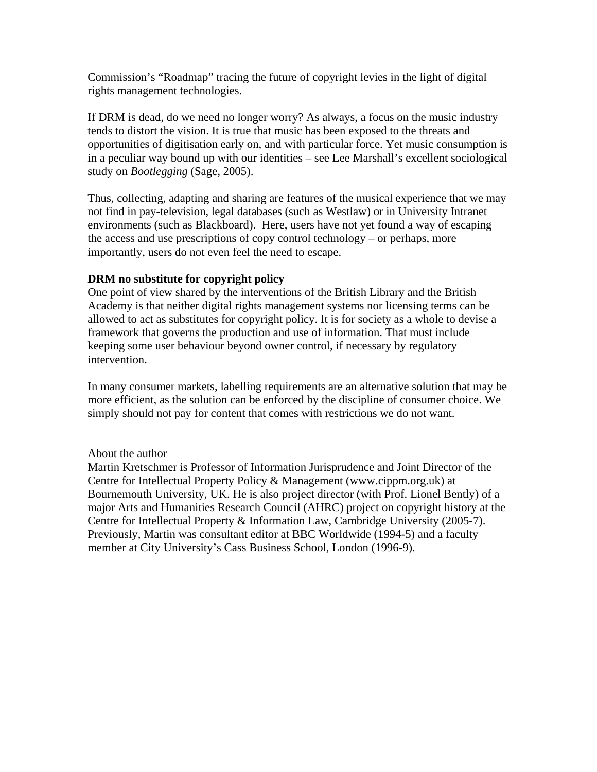Commission's "Roadmap" tracing the future of copyright levies in the light of digital rights management technologies.

If DRM is dead, do we need no longer worry? As always, a focus on the music industry tends to distort the vision. It is true that music has been exposed to the threats and opportunities of digitisation early on, and with particular force. Yet music consumption is in a peculiar way bound up with our identities – see Lee Marshall's excellent sociological study on *Bootlegging* (Sage, 2005).

Thus, collecting, adapting and sharing are features of the musical experience that we may not find in pay-television, legal databases (such as Westlaw) or in University Intranet environments (such as Blackboard). Here, users have not yet found a way of escaping the access and use prescriptions of copy control technology – or perhaps, more importantly, users do not even feel the need to escape.

**DRM no substitute for copyright policy**

One point of view shared by the interventions of the British Library and the British Academy is that neither digital rights management systems nor licensing terms can be allowed to act as substitutes for copyright policy. It is for society as a whole to devise a framework that governs the production and use of information. That must include keeping some user behaviour beyond owner control, if necessary by regulatory intervention.

In many consumer markets, labelling requirements are an alternative solution that may be more efficient, as the solution can be enforced by the discipline of consumer choice. We simply should not pay for content that comes with restrictions we do not want.

About the author

Martin Kretschmer is Professor of Information Jurisprudence and Joint Director of the Centre for Intellectual Property Policy & Management (www.cippm.org.uk) at Bournemouth University, UK. He is also project director (with Prof. Lionel Bently) of a major Arts and Humanities Research Council (AHRC) project on copyright history at the Centre for Intellectual Property & Information Law, Cambridge University (2005-7). Previously, Martin was consultant editor at BBC Worldwide (1994-5) and a faculty member at City University's Cass Business School, London (1996-9).